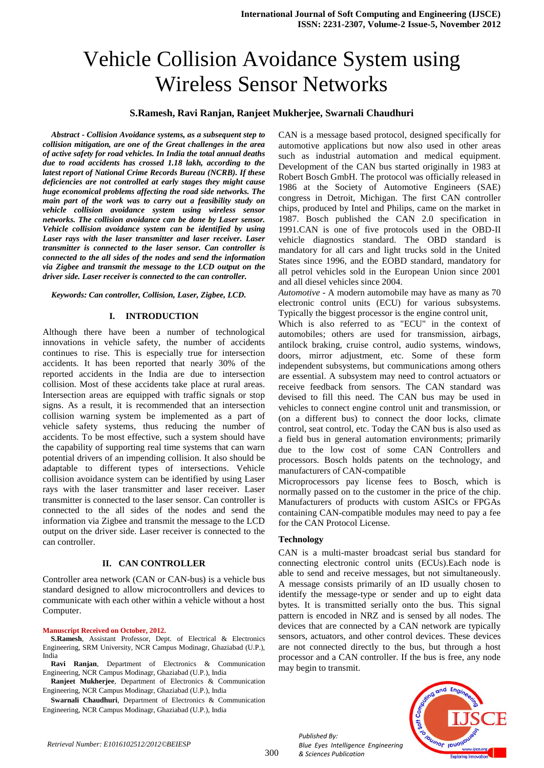# Vehicle Collision Avoidance System using Wireless Sensor Networks

**S.Ramesh, Ravi Ranjan, Ranjeet Mukherjee, Swarnali Chaudhuri**

***Abstract - Collision Avoidance systems, as a subsequent step to collision mitigation, are one of the Great challenges in the area of active safety for road vehicles. In India the total annual deaths due to road accidents has crossed 1.18 lakh, according to the latest report of National Crime Records Bureau (NCRB). If these deficiencies are not controlled at early stages they might cause huge economical problems affecting the road side networks. The main part of the work was to carry out a feasibility study on vehicle collision avoidance system using wireless sensor networks. The collision avoidance can be done by Laser sensor. Vehicle collision avoidance system can be identified by using Laser rays with the laser transmitter and laser receiver. Laser transmitter is connected to the laser sensor. Can controller is connected to the all sides of the nodes and send the information via Zigbee and transmit the message to the LCD output on the driver side. Laser receiver is connected to the can controller.***

***Keywords: Can controller, Collision, Laser, Zigbee, LCD.***

## I. INTRODUCTION

Although there have been a number of technological innovations in vehicle safety, the number of accidents continues to rise. This is especially true for intersection accidents. It has been reported that nearly 30% of the reported accidents in the India are due to intersection collision. Most of these accidents take place at rural areas. Intersection areas are equipped with traffic signals or stop signs. As a result, it is recommended that an intersection collision warning system be implemented as a part of vehicle safety systems, thus reducing the number of accidents. To be most effective, such a system should have the capability of supporting real time systems that can warn potential drivers of an impending collision. It also should be adaptable to different types of intersections. Vehicle collision avoidance system can be identified by using Laser rays with the laser transmitter and laser receiver. Laser transmitter is connected to the laser sensor. Can controller is connected to the all sides of the nodes and send the information via Zigbee and transmit the message to the LCD output on the driver side. Laser receiver is connected to the can controller.

## II. CAN CONTROLLER

Controller area network (CAN or CAN-bus) is a vehicle bus standard designed to allow microcontrollers and devices to communicate with each other within a vehicle without a host Computer.

**Manuscript Received on October, 2012.**

**S.Ramesh**, Assistant Professor, Dept. of Electrical & Electronics Engineering, SRM University, NCR Campus Modinagr, Ghaziabad (U.P.), India

**Ravi Ranjan**, Department of Electronics & Communication Engineering, NCR Campus Modinagr, Ghaziabad (U.P.), India

**Ranjeet Mukherjee**, Department of Electronics & Communication Engineering, NCR Campus Modinagr, Ghaziabad (U.P.), India

**Swarnali Chaudhuri**, Department of Electronics & Communication Engineering, NCR Campus Modinagr, Ghaziabad (U.P.), India

CAN is a message based protocol, designed specifically for automotive applications but now also used in other areas such as industrial automation and medical equipment. Development of the CAN bus started originally in 1983 at Robert Bosch GmbH. The protocol was officially released in 1986 at the Society of Automotive Engineers (SAE) congress in Detroit, Michigan. The first CAN controller chips, produced by Intel and Philips, came on the market in 1987. Bosch published the CAN 2.0 specification in 1991.CAN is one of five protocols used in the OBD-II vehicle diagnostics standard. The OBD standard is mandatory for all cars and light trucks sold in the United States since 1996, and the EOBD standard, mandatory for all petrol vehicles sold in the European Union since 2001 and all diesel vehicles since 2004.

*Automotive* - A modern automobile may have as many as 70 electronic control units (ECU) for various subsystems. Typically the biggest processor is the engine control unit, Which is also referred to as "ECU" in the context of automobiles; others are used for transmission, airbags, antilock braking, cruise control, audio systems, windows, doors, mirror adjustment, etc. Some of these form independent subsystems, but communications among others are essential. A subsystem may need to control actuators or receive feedback from sensors. The CAN standard was devised to fill this need. The CAN bus may be used in vehicles to connect engine control unit and transmission, or (on a different bus) to connect the door locks, climate control, seat control, etc. Today the CAN bus is also used as a field bus in general automation environments; primarily due to the low cost of some CAN Controllers and processors. Bosch holds patents on the technology, and manufacturers of CAN-compatible Microprocessors pay license fees to Bosch, which is normally passed on to the customer in the price of the chip. Manufacturers of products with custom ASICs or FPGAs containing CAN-compatible modules may need to pay a fee for the CAN Protocol License.

### Technology

CAN is a multi-master broadcast serial bus standard for connecting electronic control units (ECUs).Each node is able to send and receive messages, but not simultaneously. A message consists primarily of an ID usually chosen to identify the message-type or sender and up to eight data bytes. It is transmitted serially onto the bus. This signal pattern is encoded in NRZ and is sensed by all nodes. The devices that are connected by a CAN network are typically sensors, actuators, and other control devices. These devices are not connected directly to the bus, but through a host processor and a CAN controller. If the bus is free, any node may begin to transmit.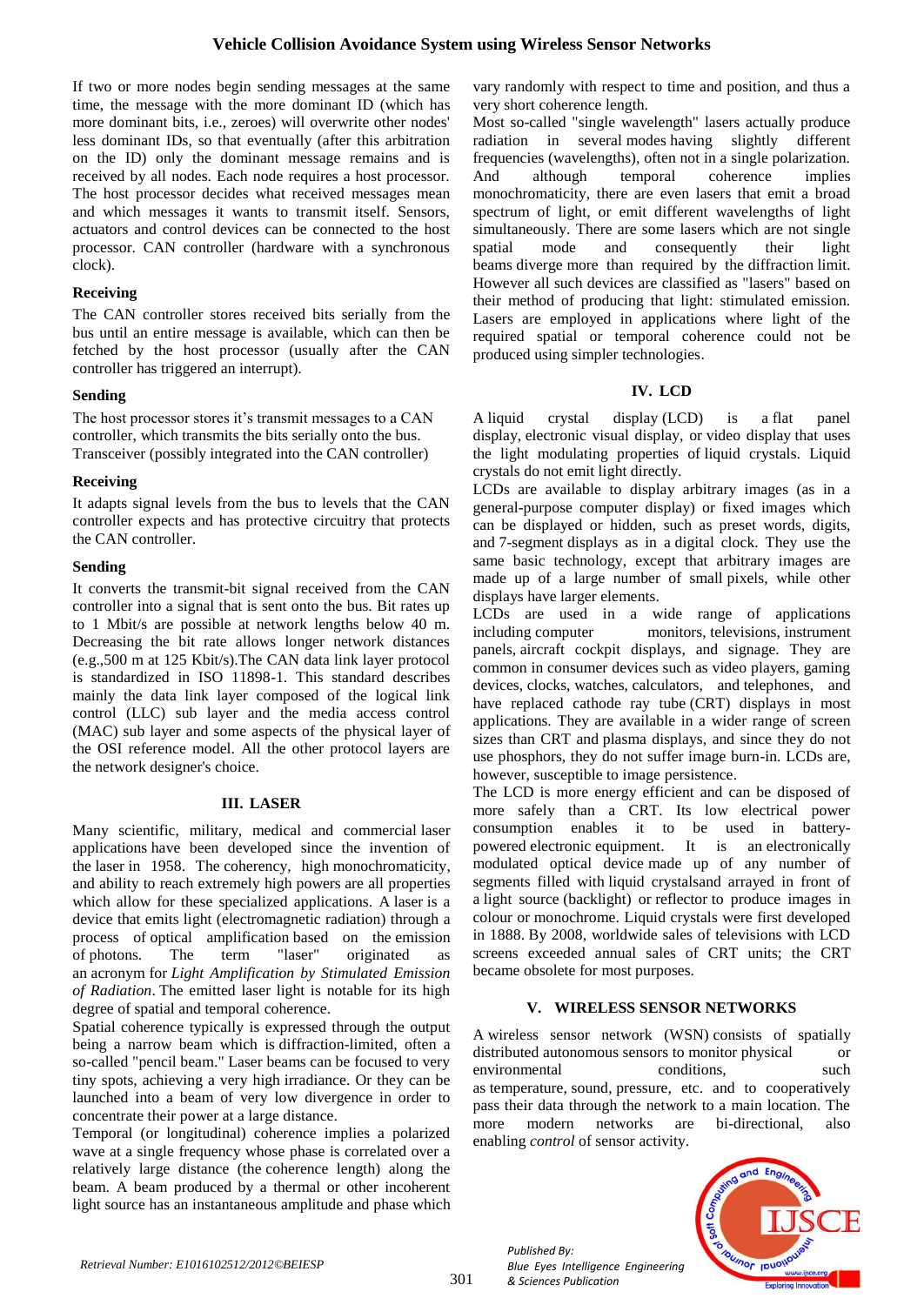If two or more nodes begin sending messages at the same time, the message with the more dominant ID (which has more dominant bits, i.e., zeroes) will overwrite other nodes' less dominant IDs, so that eventually (after this arbitration on the ID) only the dominant message remains and is received by all nodes. Each node requires a host processor. The host processor decides what received messages mean and which messages it wants to transmit itself. Sensors, actuators and control devices can be connected to the host processor. CAN controller (hardware with a synchronous clock).

**Receiving**

The CAN controller stores received bits serially from the bus until an entire message is available, which can then be fetched by the host processor (usually after the CAN controller has triggered an interrupt).

**Sending**

The host processor stores it's transmit messages to a CAN controller, which transmits the bits serially onto the bus. Transceiver (possibly integrated into the CAN controller)

**Receiving**

It adapts signal levels from the bus to levels that the CAN controller expects and has protective circuitry that protects the CAN controller.

**Sending**

It converts the transmit-bit signal received from the CAN controller into a signal that is sent onto the bus. Bit rates up to 1 Mbit/s are possible at network lengths below 40 m. Decreasing the bit rate allows longer network distances (e.g.,500 m at 125 Kbit/s).The CAN data link layer protocol is standardized in ISO 11898-1. This standard describes mainly the data link layer composed of the logical link control (LLC) sub layer and the media access control (MAC) sub layer and some aspects of the physical layer of the OSI reference model. All the other protocol layers are the network designer's choice.

## III. LASER

Many scientific, military, medical and commercial laser applications have been developed since the invention of the laser in 1958. The coherency, high monochromaticity, and ability to reach extremely high powers are all properties which allow for these specialized applications. A laser is a device that emits light (electromagnetic radiation) through a process of optical amplification based on the emission of photons. The term "laser" originated as an acronym for *Light Amplification by Stimulated Emission of Radiation*. The emitted laser light is notable for its high degree of spatial and temporal coherence.

Spatial coherence typically is expressed through the output being a narrow beam which is diffraction-limited, often a so-called "pencil beam." Laser beams can be focused to very tiny spots, achieving a very high irradiance. Or they can be launched into a beam of very low divergence in order to concentrate their power at a large distance.

Temporal (or longitudinal) coherence implies a polarized wave at a single frequency whose phase is correlated over a relatively large distance (the coherence length) along the beam. A beam produced by a thermal or other incoherent light source has an instantaneous amplitude and phase which vary randomly with respect to time and position, and thus a very short coherence length.

Most so-called "single wavelength" lasers actually produce radiation in several modes having slightly different frequencies (wavelengths), often not in a single polarization. And although temporal coherence implies monochromaticity, there are even lasers that emit a broad spectrum of light, or emit different wavelengths of light simultaneously. There are some lasers which are not single spatial mode and consequently their light beams diverge more than required by the diffraction limit. However all such devices are classified as "lasers" based on their method of producing that light: stimulated emission. Lasers are employed in applications where light of the required spatial or temporal coherence could not be produced using simpler technologies.

## IV. LCD

A liquid crystal display (LCD) is a flat panel display, electronic visual display, or video display that uses the light modulating properties of liquid crystals. Liquid crystals do not emit light directly.

LCDs are available to display arbitrary images (as in a general-purpose computer display) or fixed images which can be displayed or hidden, such as preset words, digits, and 7-segment displays as in a digital clock. They use the same basic technology, except that arbitrary images are made up of a large number of small pixels, while other displays have larger elements.

LCDs are used in a wide range of applications including computer monitors, televisions, instrument panels, aircraft cockpit displays, and signage. They are common in consumer devices such as video players, gaming devices, clocks, watches, calculators, and telephones, and have replaced cathode ray tube (CRT) displays in most applications. They are available in a wider range of screen sizes than CRT and plasma displays, and since they do not use phosphors, they do not suffer image burn-in. LCDs are, however, susceptible to image persistence.

The LCD is more energy efficient and can be disposed of more safely than a CRT. Its low electrical power consumption enables it to be used in battery-powered electronic equipment. It is an electronically modulated optical device made up of any number of segments filled with liquid crystalsand arrayed in front of a light source (backlight) or reflector to produce images in colour or monochrome. Liquid crystals were first developed in 1888. By 2008, worldwide sales of televisions with LCD screens exceeded annual sales of CRT units; the CRT became obsolete for most purposes.

## V. WIRELESS SENSOR NETWORKS

A wireless sensor network (WSN) consists of spatially distributed autonomous sensors to monitor physical or environmental conditions, such as temperature, sound, pressure, etc. and to cooperatively pass their data through the network to a main location. The more modern networks are bi-directional, also enabling *control* of sensor activity.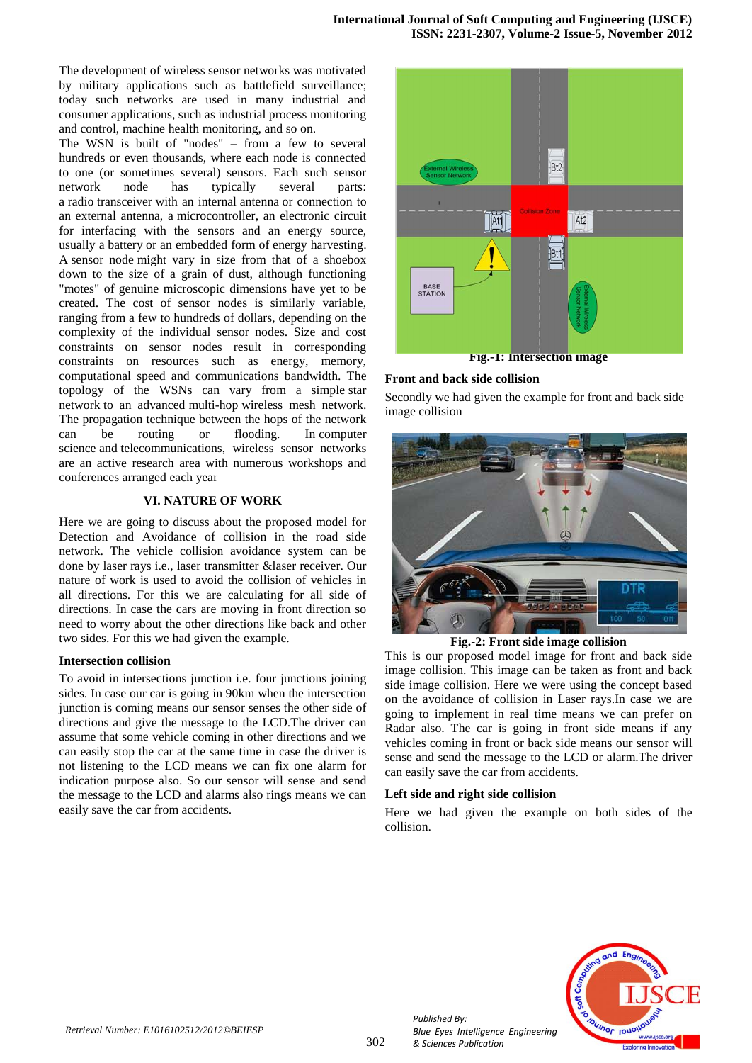The development of wireless sensor networks was motivated by military applications such as battlefield surveillance; today such networks are used in many industrial and consumer applications, such as industrial process monitoring and control, machine health monitoring, and so on.

The WSN is built of "nodes" – from a few to several hundreds or even thousands, where each node is connected to one (or sometimes several) sensors. Each such sensor network node has typically several parts: a radio transceiver with an internal antenna or connection to an external antenna, a microcontroller, an electronic circuit for interfacing with the sensors and an energy source, usually a battery or an embedded form of energy harvesting. A sensor node might vary in size from that of a shoebox down to the size of a grain of dust, although functioning "motes" of genuine microscopic dimensions have yet to be created. The cost of sensor nodes is similarly variable, ranging from a few to hundreds of dollars, depending on the complexity of the individual sensor nodes. Size and cost constraints on sensor nodes result in corresponding constraints on resources such as energy, memory, computational speed and communications bandwidth. The topology of the WSNs can vary from a simple star network to an advanced multi-hop wireless mesh network. The propagation technique between the hops of the network can be routing or flooding. In computer science and telecommunications, wireless sensor networks are an active research area with numerous workshops and conferences arranged each year

## VI. NATURE OF WORK

Here we are going to discuss about the proposed model for Detection and Avoidance of collision in the road side network. The vehicle collision avoidance system can be done by laser rays i.e., laser transmitter &laser receiver. Our nature of work is used to avoid the collision of vehicles in all directions. For this we are calculating for all side of directions. In case the cars are moving in front direction so need to worry about the other directions like back and other two sides. For this we had given the example.

### Intersection collision

To avoid in intersections junction i.e. four junctions joining sides. In case our car is going in 90km when the intersection junction is coming means our sensor senses the other side of directions and give the message to the LCD.The driver can assume that some vehicle coming in other directions and we can easily stop the car at the same time in case the driver is not listening to the LCD means we can fix one alarm for indication purpose also. So our sensor will sense and send the message to the LCD and alarms also rings means we can easily save the car from accidents.

**Fig.-1: Intersection image**

### Front and back side collision

Secondly we had given the example for front and back side image collision

**Fig.-2: Front side image collision**

This is our proposed model image for front and back side image collision. This image can be taken as front and back side image collision. Here we were using the concept based on the avoidance of collision in Laser rays.In case we are going to implement in real time means we can prefer on Radar also. The car is going in front side means if any vehicles coming in front or back side means our sensor will sense and send the message to the LCD or alarm.The driver can easily save the car from accidents.

### Left side and right side collision

Here we had given the example on both sides of the collision.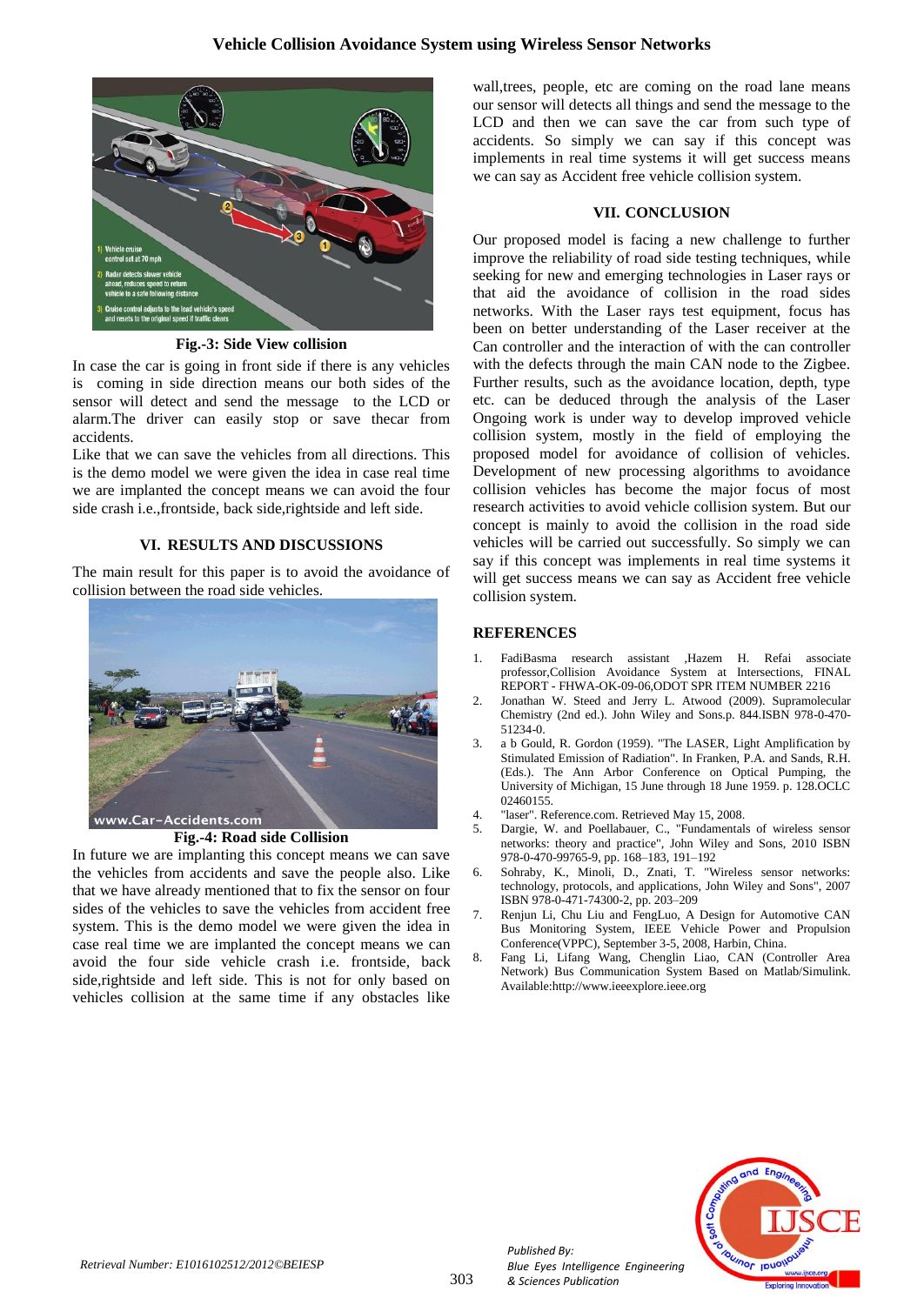Fig.-3: Side View collision

In case the car is going in front side if there is any vehicles is coming in side direction means our both sides of the sensor will detect and send the message to the LCD or alarm.The driver can easily stop or save thecar from accidents.

Like that we can save the vehicles from all directions. This is the demo model we were given the idea in case real time we are implanted the concept means we can avoid the four side crash i.e.,frontside, back side,rightside and left side.

## VI. RESULTS AND DISCUSSIONS

The main result for this paper is to avoid the avoidance of collision between the road side vehicles.

Fig.-4: Road side Collision

In future we are implanting this concept means we can save the vehicles from accidents and save the people also. Like that we have already mentioned that to fix the sensor on four sides of the vehicles to save the vehicles from accident free system. This is the demo model we were given the idea in case real time we are implanted the concept means we can avoid the four side vehicle crash i.e. frontside, back side,rightside and left side. This is not for only based on vehicles collision at the same time if any obstacles like wall,trees, people, etc are coming on the road lane means our sensor will detects all things and send the message to the LCD and then we can save the car from such type of accidents. So simply we can say if this concept was implements in real time systems it will get success means we can say as Accident free vehicle collision system.

## VII. CONCLUSION

Our proposed model is facing a new challenge to further improve the reliability of road side testing techniques, while seeking for new and emerging technologies in Laser rays or that aid the avoidance of collision in the road sides networks. With the Laser rays test equipment, focus has been on better understanding of the Laser receiver at the Can controller and the interaction of with the can controller with the defects through the main CAN node to the Zigbee. Further results, such as the avoidance location, depth, type etc. can be deduced through the analysis of the Laser Ongoing work is under way to develop improved vehicle collision system, mostly in the field of employing the proposed model for avoidance of collision of vehicles. Development of new processing algorithms to avoidance collision vehicles has become the major focus of most research activities to avoid vehicle collision system. But our concept is mainly to avoid the collision in the road side vehicles will be carried out successfully. So simply we can say if this concept was implements in real time systems it will get success means we can say as Accident free vehicle collision system.

## REFERENCES

1. FadiBasma research assistant ,Hazem H. Refai associate professor,Collision Avoidance System at Intersections, FINAL REPORT - FHWA-OK-09-06,ODOT SPR ITEM NUMBER 2216
2. Jonathan W. Steed and Jerry L. Atwood (2009). Supramolecular Chemistry (2nd ed.). John Wiley and Sons.p. 844.ISBN 978-0-470-51234-0.
3. a b Gould, R. Gordon (1959). "The LASER, Light Amplification by Stimulated Emission of Radiation". In Franken, P.A. and Sands, R.H. (Eds.). The Ann Arbor Conference on Optical Pumping, the University of Michigan, 15 June through 18 June 1959. p. 128.OCLC 02460155.
4. "laser". Reference.com. Retrieved May 15, 2008.
5. Dargie, W. and Poellabauer, C., "Fundamentals of wireless sensor networks: theory and practice", John Wiley and Sons, 2010 ISBN 978-0-470-99765-9, pp. 168–183, 191–192
6. Sohraby, K., Minoli, D., Znati, T. "Wireless sensor networks: technology, protocols, and applications, John Wiley and Sons", 2007 ISBN 978-0-471-74300-2, pp. 203–209
7. Renjun Li, Chu Liu and FengLuo, A Design for Automotive CAN Bus Monitoring System, IEEE Vehicle Power and Propulsion Conference(VPPC), September 3-5, 2008, Harbin, China.
8. Fang Li, Lifang Wang, Chenglin Liao, CAN (Controller Area Network) Bus Communication System Based on Matlab/Simulink. Available:http://www.ieeexplore.ieee.org